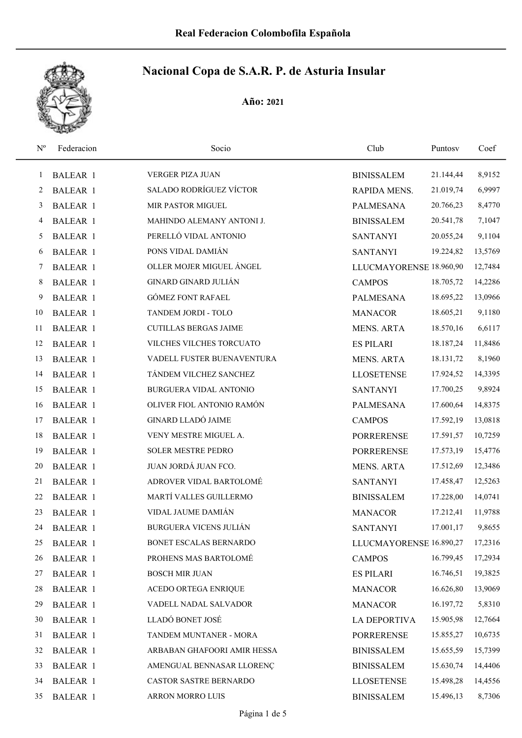Real Federacion Colombofila Española

# Nacional Copa de S.A.R. P. de Asturia Insular

**Año:** 2021

| Nº | Federacion | Socio | Club | Puntosv | Coef |
|---|---|---|---|---|---|
| 1 | BALEAR 1 | VERGER PIZA JUAN | BINISSALEM | 21.144,44 | 8,9152 |
| 2 | BALEAR 1 | SALADO RODRÍGUEZ VÍCTOR | RAPIDA MENS. | 21.019,74 | 6,9997 |
| 3 | BALEAR 1 | MIR PASTOR MIGUEL | PALMESANA | 20.766,23 | 8,4770 |
| 4 | BALEAR 1 | MAHINDO ALEMANY ANTONI J. | BINISSALEM | 20.541,78 | 7,1047 |
| 5 | BALEAR 1 | PERELLÓ VIDAL ANTONIO | SANTANYI | 20.055,24 | 9,1104 |
| 6 | BALEAR 1 | PONS VIDAL DAMIÁN | SANTANYI | 19.224,82 | 13,5769 |
| 7 | BALEAR 1 | OLLER MOJER MIGUEL ÁNGEL | LLUCMAYORENSE | 18.960,90 | 12,7484 |
| 8 | BALEAR 1 | GINARD GINARD JULIÁN | CAMPOS | 18.705,72 | 14,2286 |
| 9 | BALEAR 1 | GÓMEZ FONT RAFAEL | PALMESANA | 18.695,22 | 13,0966 |
| 10 | BALEAR 1 | TANDEM JORDI - TOLO | MANACOR | 18.605,21 | 9,1180 |
| 11 | BALEAR 1 | CUTILLAS BERGAS JAIME | MENS. ARTA | 18.570,16 | 6,6117 |
| 12 | BALEAR 1 | VILCHES VILCHES TORCUATO | ES PILARI | 18.187,24 | 11,8486 |
| 13 | BALEAR 1 | VADELL FUSTER BUENAVENTURA | MENS. ARTA | 18.131,72 | 8,1960 |
| 14 | BALEAR 1 | TÁNDEM VILCHEZ SANCHEZ | LLOSETENSE | 17.924,52 | 14,3395 |
| 15 | BALEAR 1 | BURGUERA VIDAL ANTONIO | SANTANYI | 17.700,25 | 9,8924 |
| 16 | BALEAR 1 | OLIVER FIOL ANTONIO RAMÓN | PALMESANA | 17.600,64 | 14,8375 |
| 17 | BALEAR 1 | GINARD LLADÓ JAIME | CAMPOS | 17.592,19 | 13,0818 |
| 18 | BALEAR 1 | VENY MESTRE MIGUEL A. | PORRERENSE | 17.591,57 | 10,7259 |
| 19 | BALEAR 1 | SOLER MESTRE PEDRO | PORRERENSE | 17.573,19 | 15,4776 |
| 20 | BALEAR 1 | JUAN JORDÁ JUAN FCO. | MENS. ARTA | 17.512,69 | 12,3486 |
| 21 | BALEAR 1 | ADROVER VIDAL BARTOLOMÉ | SANTANYI | 17.458,47 | 12,5263 |
| 22 | BALEAR 1 | MARTÍ VALLES GUILLERMO | BINISSALEM | 17.228,00 | 14,0741 |
| 23 | BALEAR 1 | VIDAL JAUME DAMIÁN | MANACOR | 17.212,41 | 11,9788 |
| 24 | BALEAR 1 | BURGUERA VICENS JULIÁN | SANTANYI | 17.001,17 | 9,8655 |
| 25 | BALEAR 1 | BONET ESCALAS BERNARDO | LLUCMAYORENSE | 16.890,27 | 17,2316 |
| 26 | BALEAR 1 | PROHENS MAS BARTOLOMÉ | CAMPOS | 16.799,45 | 17,2934 |
| 27 | BALEAR 1 | BOSCH MIR JUAN | ES PILARI | 16.746,51 | 19,3825 |
| 28 | BALEAR 1 | ACEDO ORTEGA ENRIQUE | MANACOR | 16.626,80 | 13,9069 |
| 29 | BALEAR 1 | VADELL NADAL SALVADOR | MANACOR | 16.197,72 | 5,8310 |
| 30 | BALEAR 1 | LLADÓ BONET JOSÉ | LA DEPORTIVA | 15.905,98 | 12,7664 |
| 31 | BALEAR 1 | TANDEM MUNTANER - MORA | PORRERENSE | 15.855,27 | 10,6735 |
| 32 | BALEAR 1 | ARBABAN GHAFOORI AMIR HESSA | BINISSALEM | 15.655,59 | 15,7399 |
| 33 | BALEAR 1 | AMENGUAL BENNASAR LLORENÇ | BINISSALEM | 15.630,74 | 14,4406 |
| 34 | BALEAR 1 | CASTOR SASTRE BERNARDO | LLOSETENSE | 15.498,28 | 14,4556 |
| 35 | BALEAR 1 | ARRON MORRO LUIS | BINISSALEM | 15.496,13 | 8,7306 |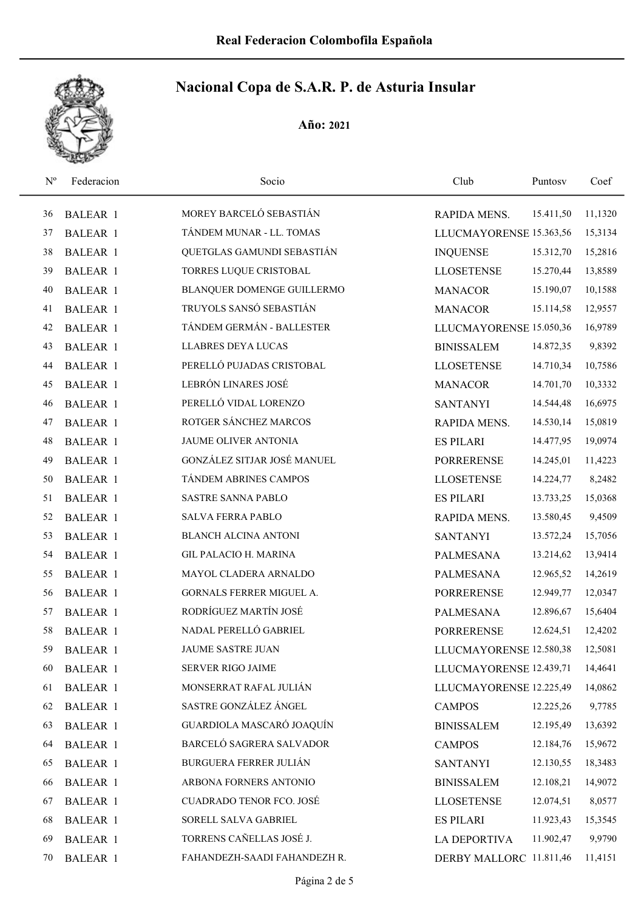# Real Federacion Colombofila Española

## Nacional Copa de S.A.R. P. de Asturia Insular

**Año: 2021**

| Nº | Federacion | Socio | Club | Puntosv | Coef |
|---|---|---|---|---|---|
| 36 | BALEAR 1 | MOREY BARCELÓ SEBASTIÁN | RAPIDA MENS. | 15.411,50 | 11,1320 |
| 37 | BALEAR 1 | TÁNDEM MUNAR - LL. TOMAS | LLUCMAYORENSE | 15.363,56 | 15,3134 |
| 38 | BALEAR 1 | QUETGLAS GAMUNDI SEBASTIÁN | INQUENSE | 15.312,70 | 15,2816 |
| 39 | BALEAR 1 | TORRES LUQUE CRISTOBAL | LLOSETENSE | 15.270,44 | 13,8589 |
| 40 | BALEAR 1 | BLANQUER DOMENGE GUILLERMO | MANACOR | 15.190,07 | 10,1588 |
| 41 | BALEAR 1 | TRUYOLS SANSÓ SEBASTIÁN | MANACOR | 15.114,58 | 12,9557 |
| 42 | BALEAR 1 | TÁNDEM GERMÁN - BALLESTER | LLUCMAYORENSE | 15.050,36 | 16,9789 |
| 43 | BALEAR 1 | LLABRES DEYA LUCAS | BINISSALEM | 14.872,35 | 9,8392 |
| 44 | BALEAR 1 | PERELLÓ PUJADAS CRISTOBAL | LLOSETENSE | 14.710,34 | 10,7586 |
| 45 | BALEAR 1 | LEBRÓN LINARES JOSÉ | MANACOR | 14.701,70 | 10,3332 |
| 46 | BALEAR 1 | PERELLÓ VIDAL LORENZO | SANTANYI | 14.544,48 | 16,6975 |
| 47 | BALEAR 1 | ROTGER SÁNCHEZ MARCOS | RAPIDA MENS. | 14.530,14 | 15,0819 |
| 48 | BALEAR 1 | JAUME OLIVER ANTONIA | ES PILARI | 14.477,95 | 19,0974 |
| 49 | BALEAR 1 | GONZÁLEZ SITJAR JOSÉ MANUEL | PORRERENSE | 14.245,01 | 11,4223 |
| 50 | BALEAR 1 | TÁNDEM ABRINES CAMPOS | LLOSETENSE | 14.224,77 | 8,2482 |
| 51 | BALEAR 1 | SASTRE SANNA PABLO | ES PILARI | 13.733,25 | 15,0368 |
| 52 | BALEAR 1 | SALVA FERRA PABLO | RAPIDA MENS. | 13.580,45 | 9,4509 |
| 53 | BALEAR 1 | BLANCH ALCINA ANTONI | SANTANYI | 13.572,24 | 15,7056 |
| 54 | BALEAR 1 | GIL PALACIO H. MARINA | PALMESANA | 13.214,62 | 13,9414 |
| 55 | BALEAR 1 | MAYOL CLADERA ARNALDO | PALMESANA | 12.965,52 | 14,2619 |
| 56 | BALEAR 1 | GORNALS FERRER MIGUEL A. | PORRERENSE | 12.949,77 | 12,0347 |
| 57 | BALEAR 1 | RODRÍGUEZ MARTÍN JOSÉ | PALMESANA | 12.896,67 | 15,6404 |
| 58 | BALEAR 1 | NADAL PERELLÓ GABRIEL | PORRERENSE | 12.624,51 | 12,4202 |
| 59 | BALEAR 1 | JAUME SASTRE JUAN | LLUCMAYORENSE | 12.580,38 | 12,5081 |
| 60 | BALEAR 1 | SERVER RIGO JAIME | LLUCMAYORENSE | 12.439,71 | 14,4641 |
| 61 | BALEAR 1 | MONSERRAT RAFAL JULIÁN | LLUCMAYORENSE | 12.225,49 | 14,0862 |
| 62 | BALEAR 1 | SASTRE GONZÁLEZ ÁNGEL | CAMPOS | 12.225,26 | 9,7785 |
| 63 | BALEAR 1 | GUARDIOLA MASCARÓ JOAQUÍN | BINISSALEM | 12.195,49 | 13,6392 |
| 64 | BALEAR 1 | BARCELÓ SAGRERA SALVADOR | CAMPOS | 12.184,76 | 15,9672 |
| 65 | BALEAR 1 | BURGUERA FERRER JULIÁN | SANTANYI | 12.130,55 | 18,3483 |
| 66 | BALEAR 1 | ARBONA FORNERS ANTONIO | BINISSALEM | 12.108,21 | 14,9072 |
| 67 | BALEAR 1 | CUADRADO TENOR FCO. JOSÉ | LLOSETENSE | 12.074,51 | 8,0577 |
| 68 | BALEAR 1 | SORELL SALVA GABRIEL | ES PILARI | 11.923,43 | 15,3545 |
| 69 | BALEAR 1 | TORRENS CAÑELLAS JOSÉ J. | LA DEPORTIVA | 11.902,47 | 9,9790 |
| 70 | BALEAR 1 | FAHANDEZH-SAADI FAHANDEZH R. | DERBY MALLORC | 11.811,46 | 11,4151 |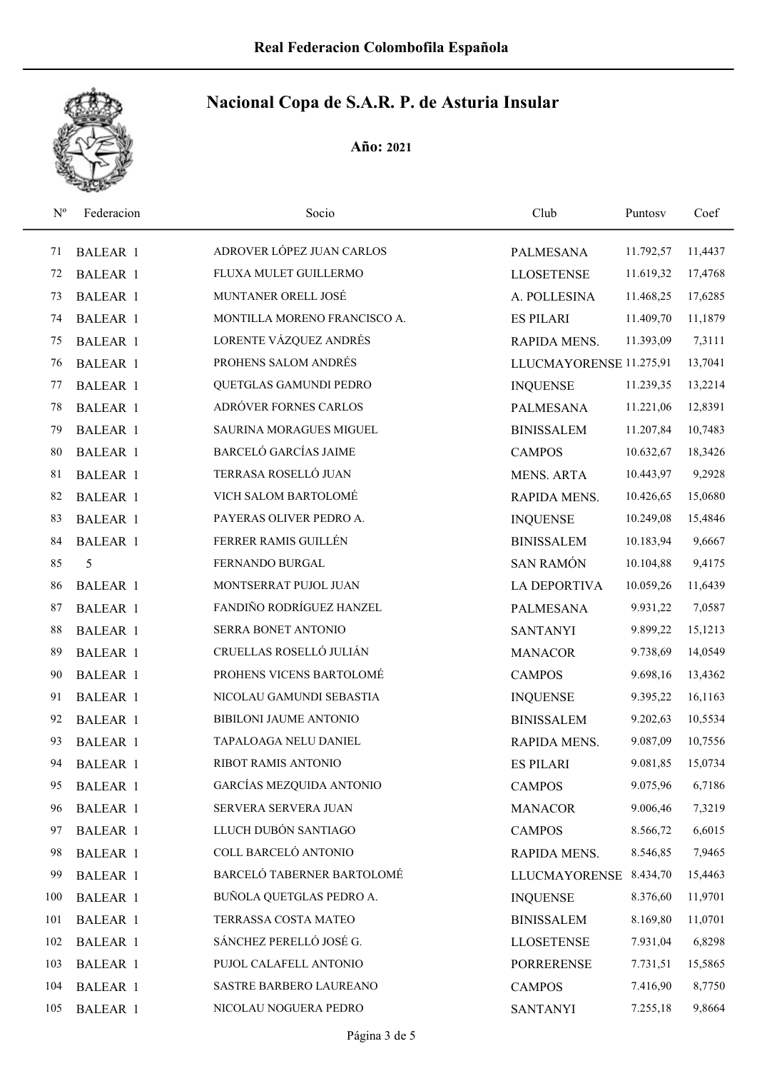Real Federacion Colombofila Española

# Nacional Copa de S.A.R. P. de Asturia Insular

**Año: 2021**

| Nº | Federacion | Socio | Club | Puntosv | Coef |
|---|---|---|---|---|---|
| 71 | BALEAR 1 | ADROVER LÓPEZ JUAN CARLOS | PALMESANA | 11.792,57 | 11,4437 |
| 72 | BALEAR 1 | FLUXA MULET GUILLERMO | LLOSETENSE | 11.619,32 | 17,4768 |
| 73 | BALEAR 1 | MUNTANER ORELL JOSÉ | A. POLLESINA | 11.468,25 | 17,6285 |
| 74 | BALEAR 1 | MONTILLA MORENO FRANCISCO A. | ES PILARI | 11.409,70 | 11,1879 |
| 75 | BALEAR 1 | LORENTE VÁZQUEZ ANDRÉS | RAPIDA MENS. | 11.393,09 | 7,3111 |
| 76 | BALEAR 1 | PROHENS SALOM ANDRÉS | LLUCMAYORENSE | 11.275,91 | 13,7041 |
| 77 | BALEAR 1 | QUETGLAS GAMUNDI PEDRO | INQUENSE | 11.239,35 | 13,2214 |
| 78 | BALEAR 1 | ADRÓVER FORNES CARLOS | PALMESANA | 11.221,06 | 12,8391 |
| 79 | BALEAR 1 | SAURINA MORAGUES MIGUEL | BINISSALEM | 11.207,84 | 10,7483 |
| 80 | BALEAR 1 | BARCELÓ GARCÍAS JAIME | CAMPOS | 10.632,67 | 18,3426 |
| 81 | BALEAR 1 | TERRASA ROSELLÓ JUAN | MENS. ARTA | 10.443,97 | 9,2928 |
| 82 | BALEAR 1 | VICH SALOM BARTOLOMÉ | RAPIDA MENS. | 10.426,65 | 15,0680 |
| 83 | BALEAR 1 | PAYERAS OLIVER PEDRO A. | INQUENSE | 10.249,08 | 15,4846 |
| 84 | BALEAR 1 | FERRER RAMIS GUILLÉN | BINISSALEM | 10.183,94 | 9,6667 |
| 85 | 5 | FERNANDO BURGAL | SAN RAMÓN | 10.104,88 | 9,4175 |
| 86 | BALEAR 1 | MONTSERRAT PUJOL JUAN | LA DEPORTIVA | 10.059,26 | 11,6439 |
| 87 | BALEAR 1 | FANDIÑO RODRÍGUEZ HANZEL | PALMESANA | 9.931,22 | 7,0587 |
| 88 | BALEAR 1 | SERRA BONET ANTONIO | SANTANYI | 9.899,22 | 15,1213 |
| 89 | BALEAR 1 | CRUELLAS ROSELLÓ JULIÁN | MANACOR | 9.738,69 | 14,0549 |
| 90 | BALEAR 1 | PROHENS VICENS BARTOLOMÉ | CAMPOS | 9.698,16 | 13,4362 |
| 91 | BALEAR 1 | NICOLAU GAMUNDI SEBASTIA | INQUENSE | 9.395,22 | 16,1163 |
| 92 | BALEAR 1 | BIBILONI JAUME ANTONIO | BINISSALEM | 9.202,63 | 10,5534 |
| 93 | BALEAR 1 | TAPALOAGA NELU DANIEL | RAPIDA MENS. | 9.087,09 | 10,7556 |
| 94 | BALEAR 1 | RIBOT RAMIS ANTONIO | ES PILARI | 9.081,85 | 15,0734 |
| 95 | BALEAR 1 | GARCÍAS MEZQUIDA ANTONIO | CAMPOS | 9.075,96 | 6,7186 |
| 96 | BALEAR 1 | SERVERA SERVERA JUAN | MANACOR | 9.006,46 | 7,3219 |
| 97 | BALEAR 1 | LLUCH DUBÓN SANTIAGO | CAMPOS | 8.566,72 | 6,6015 |
| 98 | BALEAR 1 | COLL BARCELÓ ANTONIO | RAPIDA MENS. | 8.546,85 | 7,9465 |
| 99 | BALEAR 1 | BARCELÓ TABERNER BARTOLOMÉ | LLUCMAYORENSE | 8.434,70 | 15,4463 |
| 100 | BALEAR 1 | BUÑOLA QUETGLAS PEDRO A. | INQUENSE | 8.376,60 | 11,9701 |
| 101 | BALEAR 1 | TERRASSA COSTA MATEO | BINISSALEM | 8.169,80 | 11,0701 |
| 102 | BALEAR 1 | SÁNCHEZ PERELLÓ JOSÉ G. | LLOSETENSE | 7.931,04 | 6,8298 |
| 103 | BALEAR 1 | PUJOL CALAFELL ANTONIO | PORRERENSE | 7.731,51 | 15,5865 |
| 104 | BALEAR 1 | SASTRE BARBERO LAUREANO | CAMPOS | 7.416,90 | 8,7750 |
| 105 | BALEAR 1 | NICOLAU NOGUERA PEDRO | SANTANYI | 7.255,18 | 9,8664 |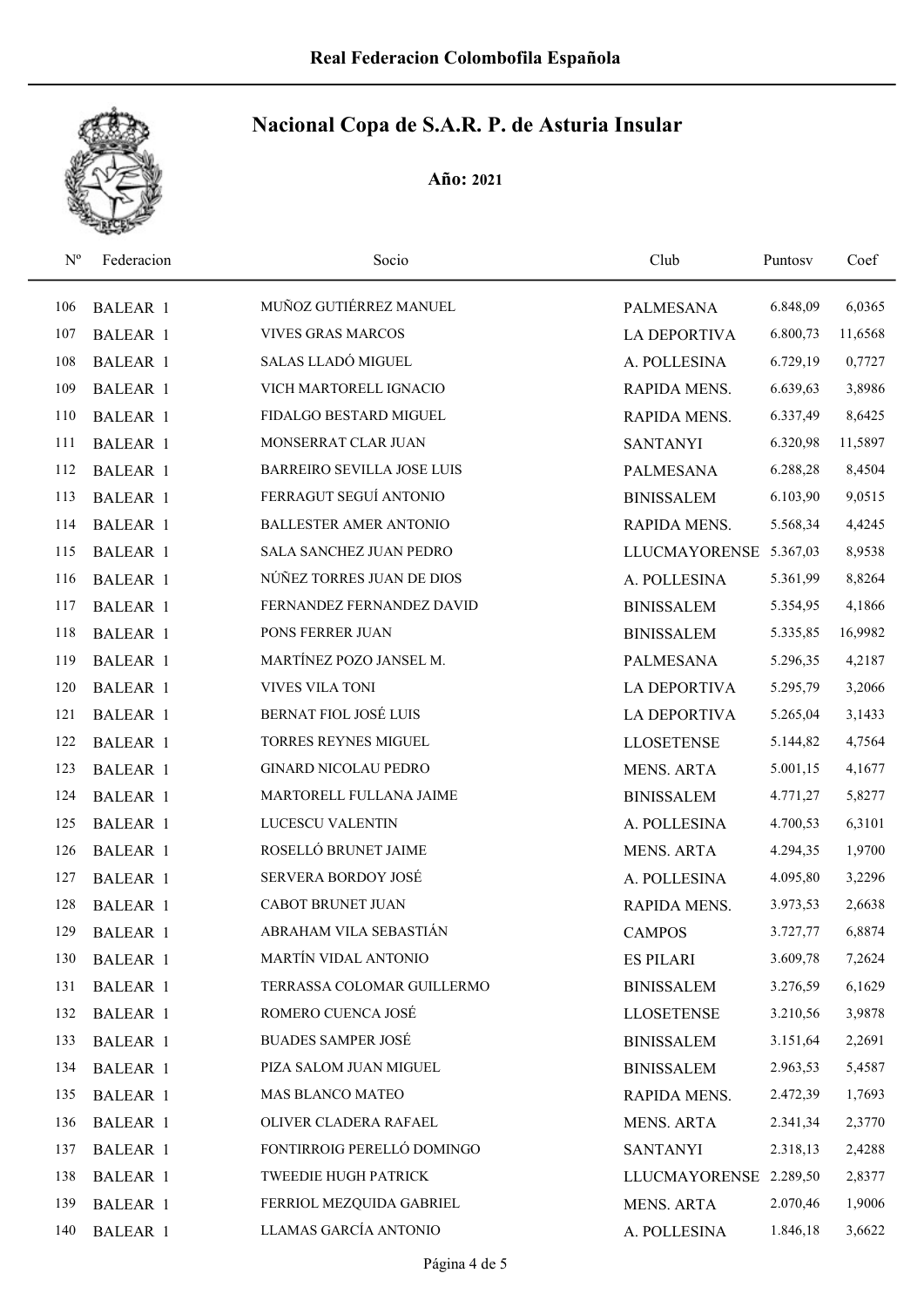# Nacional Copa de S.A.R. P. de Asturia Insular

**Año: 2021**

| Nº | Federacion | Socio | Club | Puntosv | Coef |
|---|---|---|---|---|---|
| 106 | BALEAR 1 | MUÑOZ GUTIÉRREZ MANUEL | PALMESANA | 6.848,09 | 6,0365 |
| 107 | BALEAR 1 | VIVES GRAS MARCOS | LA DEPORTIVA | 6.800,73 | 11,6568 |
| 108 | BALEAR 1 | SALAS LLADÓ MIGUEL | A. POLLESINA | 6.729,19 | 0,7727 |
| 109 | BALEAR 1 | VICH MARTORELL IGNACIO | RAPIDA MENS. | 6.639,63 | 3,8986 |
| 110 | BALEAR 1 | FIDALGO BESTARD MIGUEL | RAPIDA MENS. | 6.337,49 | 8,6425 |
| 111 | BALEAR 1 | MONSERRAT CLAR JUAN | SANTANYI | 6.320,98 | 11,5897 |
| 112 | BALEAR 1 | BARREIRO SEVILLA JOSE LUIS | PALMESANA | 6.288,28 | 8,4504 |
| 113 | BALEAR 1 | FERRAGUT SEGUÍ ANTONIO | BINISSALEM | 6.103,90 | 9,0515 |
| 114 | BALEAR 1 | BALLESTER AMER ANTONIO | RAPIDA MENS. | 5.568,34 | 4,4245 |
| 115 | BALEAR 1 | SALA SANCHEZ JUAN PEDRO | LLUCMAYORENSE | 5.367,03 | 8,9538 |
| 116 | BALEAR 1 | NÚÑEZ TORRES JUAN DE DIOS | A. POLLESINA | 5.361,99 | 8,8264 |
| 117 | BALEAR 1 | FERNANDEZ FERNANDEZ DAVID | BINISSALEM | 5.354,95 | 4,1866 |
| 118 | BALEAR 1 | PONS FERRER JUAN | BINISSALEM | 5.335,85 | 16,9982 |
| 119 | BALEAR 1 | MARTÍNEZ POZO JANSEL M. | PALMESANA | 5.296,35 | 4,2187 |
| 120 | BALEAR 1 | VIVES VILA TONI | LA DEPORTIVA | 5.295,79 | 3,2066 |
| 121 | BALEAR 1 | BERNAT FIOL JOSÉ LUIS | LA DEPORTIVA | 5.265,04 | 3,1433 |
| 122 | BALEAR 1 | TORRES REYNES MIGUEL | LLOSETENSE | 5.144,82 | 4,7564 |
| 123 | BALEAR 1 | GINARD NICOLAU PEDRO | MENS. ARTA | 5.001,15 | 4,1677 |
| 124 | BALEAR 1 | MARTORELL FULLANA JAIME | BINISSALEM | 4.771,27 | 5,8277 |
| 125 | BALEAR 1 | LUCESCU VALENTIN | A. POLLESINA | 4.700,53 | 6,3101 |
| 126 | BALEAR 1 | ROSELLÓ BRUNET JAIME | MENS. ARTA | 4.294,35 | 1,9700 |
| 127 | BALEAR 1 | SERVERA BORDOY JOSÉ | A. POLLESINA | 4.095,80 | 3,2296 |
| 128 | BALEAR 1 | CABOT BRUNET JUAN | RAPIDA MENS. | 3.973,53 | 2,6638 |
| 129 | BALEAR 1 | ABRAHAM VILA SEBASTIÁN | CAMPOS | 3.727,77 | 6,8874 |
| 130 | BALEAR 1 | MARTÍN VIDAL ANTONIO | ES PILARI | 3.609,78 | 7,2624 |
| 131 | BALEAR 1 | TERRASSA COLOMAR GUILLERMO | BINISSALEM | 3.276,59 | 6,1629 |
| 132 | BALEAR 1 | ROMERO CUENCA JOSÉ | LLOSETENSE | 3.210,56 | 3,9878 |
| 133 | BALEAR 1 | BUADES SAMPER JOSÉ | BINISSALEM | 3.151,64 | 2,2691 |
| 134 | BALEAR 1 | PIZA SALOM JUAN MIGUEL | BINISSALEM | 2.963,53 | 5,4587 |
| 135 | BALEAR 1 | MAS BLANCO MATEO | RAPIDA MENS. | 2.472,39 | 1,7693 |
| 136 | BALEAR 1 | OLIVER CLADERA RAFAEL | MENS. ARTA | 2.341,34 | 2,3770 |
| 137 | BALEAR 1 | FONTIRROIG PERELLÓ DOMINGO | SANTANYI | 2.318,13 | 2,4288 |
| 138 | BALEAR 1 | TWEEDIE HUGH PATRICK | LLUCMAYORENSE | 2.289,50 | 2,8377 |
| 139 | BALEAR 1 | FERRIOL MEZQUIDA GABRIEL | MENS. ARTA | 2.070,46 | 1,9006 |
| 140 | BALEAR 1 | LLAMAS GARCÍA ANTONIO | A. POLLESINA | 1.846,18 | 3,6622 |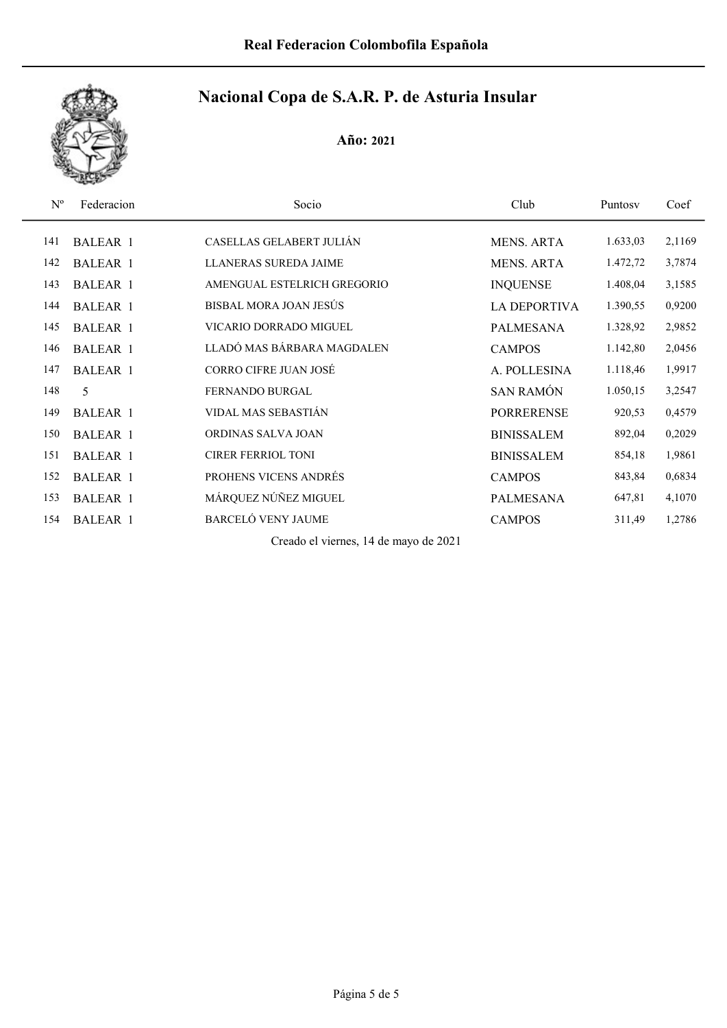# Real Federacion Colombofila Española

## Nacional Copa de S.A.R. P. de Asturia Insular

**Año:** 2021

| Nº | Federacion | Socio | Club | Puntosv | Coef |
|---|---|---|---|---|---|
| 141 | BALEAR 1 | CASELLAS GELABERT JULIÁN | MENS. ARTA | 1.633,03 | 2,1169 |
| 142 | BALEAR 1 | LLANERAS SUREDA JAIME | MENS. ARTA | 1.472,72 | 3,7874 |
| 143 | BALEAR 1 | AMENGUAL ESTELRICH GREGORIO | INQUENSE | 1.408,04 | 3,1585 |
| 144 | BALEAR 1 | BISBAL MORA JOAN JESÚS | LA DEPORTIVA | 1.390,55 | 0,9200 |
| 145 | BALEAR 1 | VICARIO DORRADO MIGUEL | PALMESANA | 1.328,92 | 2,9852 |
| 146 | BALEAR 1 | LLADÓ MAS BÁRBARA MAGDALEN | CAMPOS | 1.142,80 | 2,0456 |
| 147 | BALEAR 1 | CORRO CIFRE JUAN JOSÉ | A. POLLESINA | 1.118,46 | 1,9917 |
| 148 | 5 | FERNANDO BURGAL | SAN RAMÓN | 1.050,15 | 3,2547 |
| 149 | BALEAR 1 | VIDAL MAS SEBASTIÁN | PORRERENSE | 920,53 | 0,4579 |
| 150 | BALEAR 1 | ORDINAS SALVA JOAN | BINISSALEM | 892,04 | 0,2029 |
| 151 | BALEAR 1 | CIRER FERRIOL TONI | BINISSALEM | 854,18 | 1,9861 |
| 152 | BALEAR 1 | PROHENS VICENS ANDRÉS | CAMPOS | 843,84 | 0,6834 |
| 153 | BALEAR 1 | MÁRQUEZ NÚÑEZ MIGUEL | PALMESANA | 647,81 | 4,1070 |
| 154 | BALEAR 1 | BARCELÓ VENY JAUME | CAMPOS | 311,49 | 1,2786 |

Creado el viernes, 14 de mayo de 2021